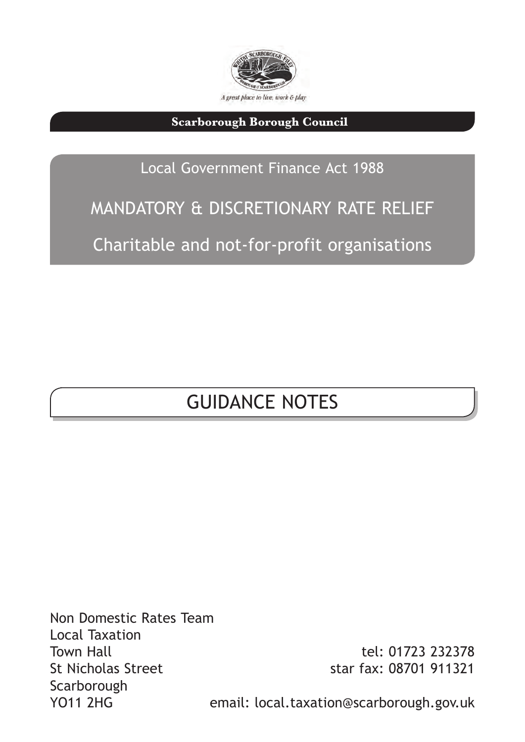A great place to live, work & play

**Scarborough Borough Council**

Local Government Finance Act 1988

# MANDATORY & DISCRETIONARY RATE RELIEF

## Charitable and not-for-profit organisations

# GUIDANCE NOTES

Non Domestic Rates Team
Local Taxation
Town Hall
St Nicholas Street
Scarborough
YO11 2HG

tel: 01723 232378
star fax: 08701 911321
email: local.taxation@scarborough.gov.uk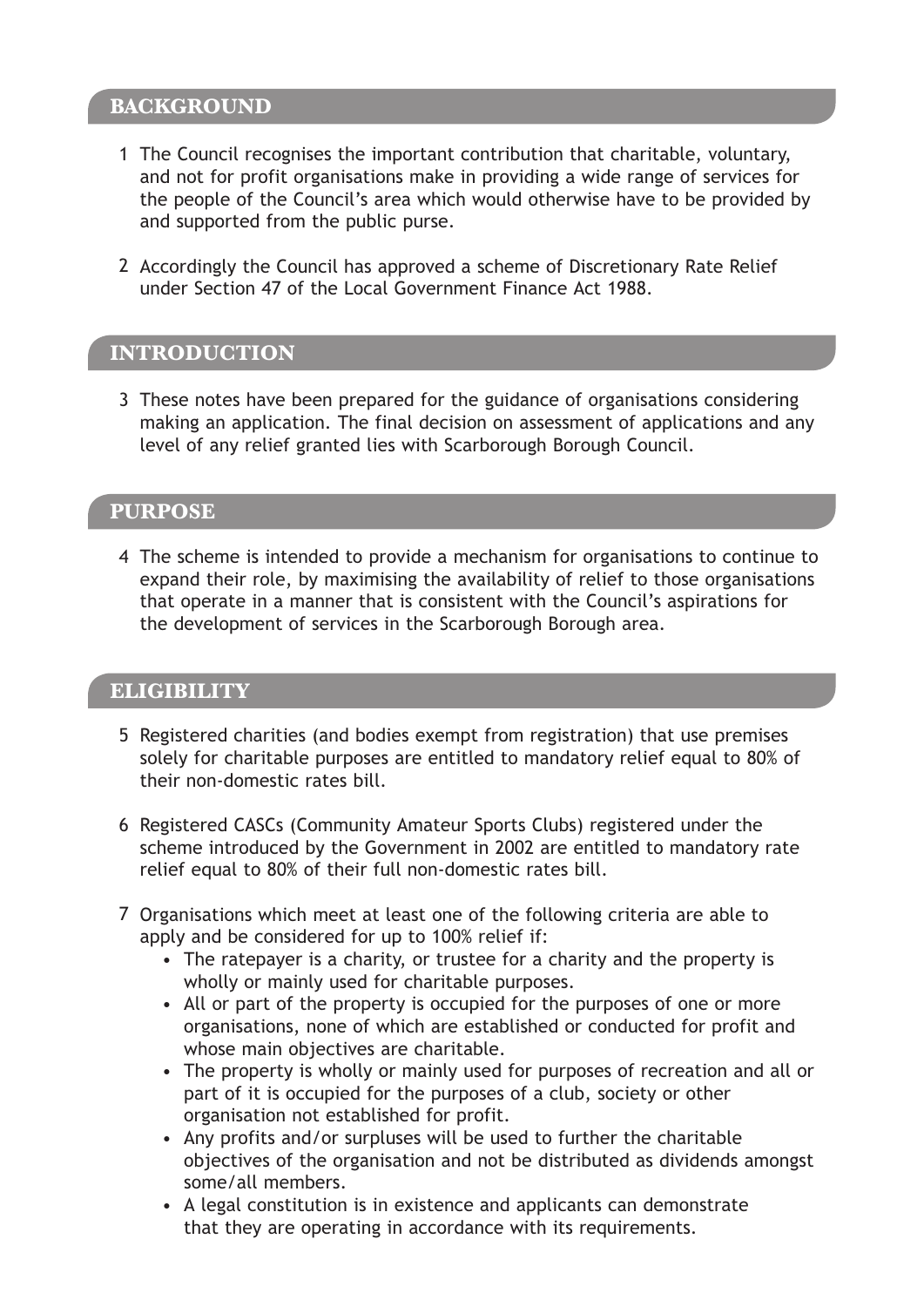## BACKGROUND

1 The Council recognises the important contribution that charitable, voluntary, and not for profit organisations make in providing a wide range of services for the people of the Council's area which would otherwise have to be provided by and supported from the public purse.

2 Accordingly the Council has approved a scheme of Discretionary Rate Relief under Section 47 of the Local Government Finance Act 1988.

## INTRODUCTION

3 These notes have been prepared for the guidance of organisations considering making an application. The final decision on assessment of applications and any level of any relief granted lies with Scarborough Borough Council.

## PURPOSE

4 The scheme is intended to provide a mechanism for organisations to continue to expand their role, by maximising the availability of relief to those organisations that operate in a manner that is consistent with the Council's aspirations for the development of services in the Scarborough Borough area.

## ELIGIBILITY

5 Registered charities (and bodies exempt from registration) that use premises solely for charitable purposes are entitled to mandatory relief equal to 80% of their non-domestic rates bill.

6 Registered CASCs (Community Amateur Sports Clubs) registered under the scheme introduced by the Government in 2002 are entitled to mandatory rate relief equal to 80% of their full non-domestic rates bill.

7 Organisations which meet at least one of the following criteria are able to apply and be considered for up to 100% relief if:

- The ratepayer is a charity, or trustee for a charity and the property is wholly or mainly used for charitable purposes.
- All or part of the property is occupied for the purposes of one or more organisations, none of which are established or conducted for profit and whose main objectives are charitable.
- The property is wholly or mainly used for purposes of recreation and all or part of it is occupied for the purposes of a club, society or other organisation not established for profit.
- Any profits and/or surpluses will be used to further the charitable objectives of the organisation and not be distributed as dividends amongst some/all members.
- A legal constitution is in existence and applicants can demonstrate that they are operating in accordance with its requirements.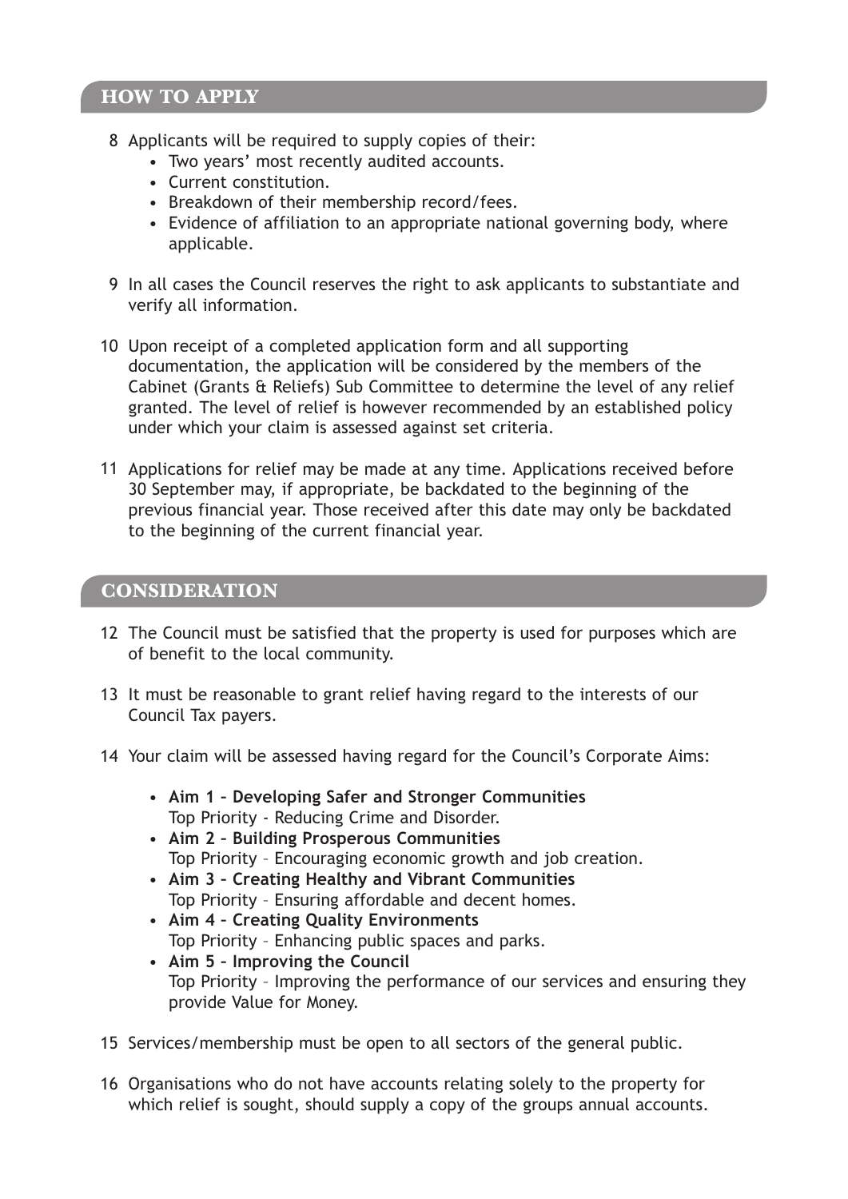## HOW TO APPLY

8. Applicants will be required to supply copies of their:
   - Two years' most recently audited accounts.
   - Current constitution.
   - Breakdown of their membership record/fees.
   - Evidence of affiliation to an appropriate national governing body, where applicable.

9. In all cases the Council reserves the right to ask applicants to substantiate and verify all information.

10. Upon receipt of a completed application form and all supporting documentation, the application will be considered by the members of the Cabinet (Grants & Reliefs) Sub Committee to determine the level of any relief granted. The level of relief is however recommended by an established policy under which your claim is assessed against set criteria.

11. Applications for relief may be made at any time. Applications received before 30 September may, if appropriate, be backdated to the beginning of the previous financial year. Those received after this date may only be backdated to the beginning of the current financial year.

## CONSIDERATION

12. The Council must be satisfied that the property is used for purposes which are of benefit to the local community.

13. It must be reasonable to grant relief having regard to the interests of our Council Tax payers.

14. Your claim will be assessed having regard for the Council's Corporate Aims:
   - **Aim 1 – Developing Safer and Stronger Communities**
     Top Priority - Reducing Crime and Disorder.
   - **Aim 2 – Building Prosperous Communities**
     Top Priority – Encouraging economic growth and job creation.
   - **Aim 3 – Creating Healthy and Vibrant Communities**
     Top Priority – Ensuring affordable and decent homes.
   - **Aim 4 – Creating Quality Environments**
     Top Priority – Enhancing public spaces and parks.
   - **Aim 5 – Improving the Council**
     Top Priority – Improving the performance of our services and ensuring they provide Value for Money.

15. Services/membership must be open to all sectors of the general public.

16. Organisations who do not have accounts relating solely to the property for which relief is sought, should supply a copy of the groups annual accounts.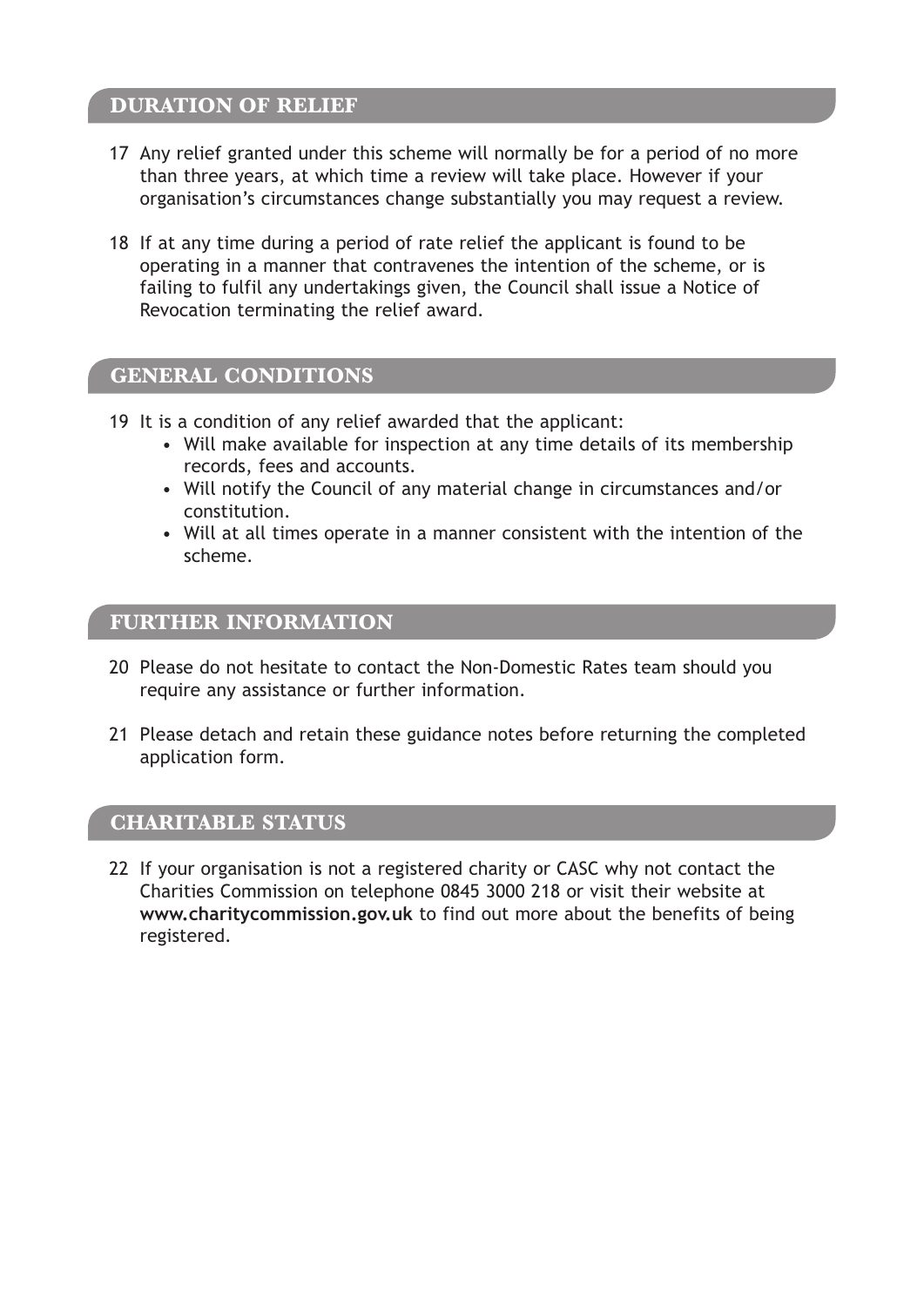## DURATION OF RELIEF

17 Any relief granted under this scheme will normally be for a period of no more than three years, at which time a review will take place. However if your organisation's circumstances change substantially you may request a review.

18 If at any time during a period of rate relief the applicant is found to be operating in a manner that contravenes the intention of the scheme, or is failing to fulfil any undertakings given, the Council shall issue a Notice of Revocation terminating the relief award.

## GENERAL CONDITIONS

19 It is a condition of any relief awarded that the applicant:
   - Will make available for inspection at any time details of its membership records, fees and accounts.
   - Will notify the Council of any material change in circumstances and/or constitution.
   - Will at all times operate in a manner consistent with the intention of the scheme.

## FURTHER INFORMATION

20 Please do not hesitate to contact the Non-Domestic Rates team should you require any assistance or further information.

21 Please detach and retain these guidance notes before returning the completed application form.

## CHARITABLE STATUS

22 If your organisation is not a registered charity or CASC why not contact the Charities Commission on telephone 0845 3000 218 or visit their website at **www.charitycommission.gov.uk** to find out more about the benefits of being registered.